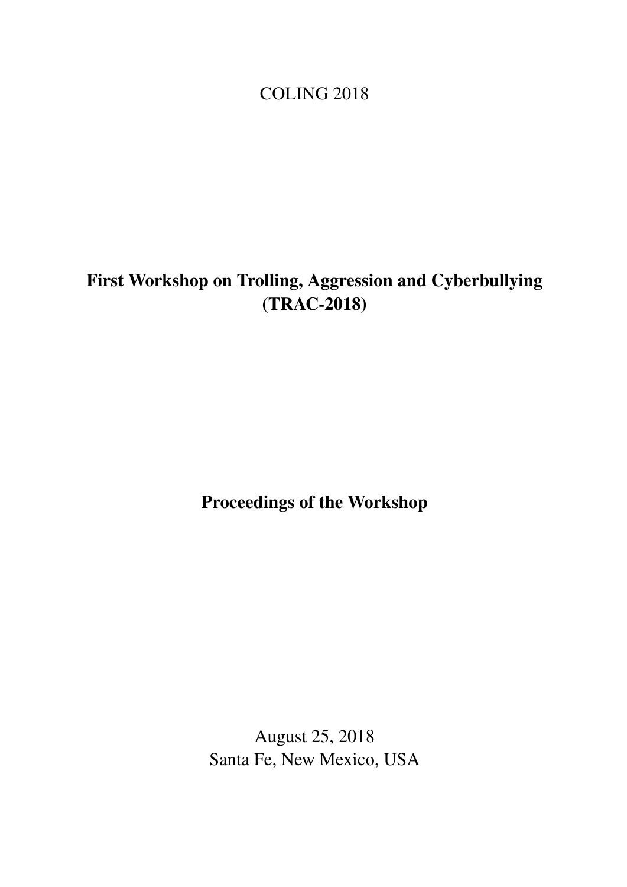COLING 2018

# First Workshop on Trolling, Aggression and Cyberbullying (TRAC-2018)

## Proceedings of the Workshop

August 25, 2018
Santa Fe, New Mexico, USA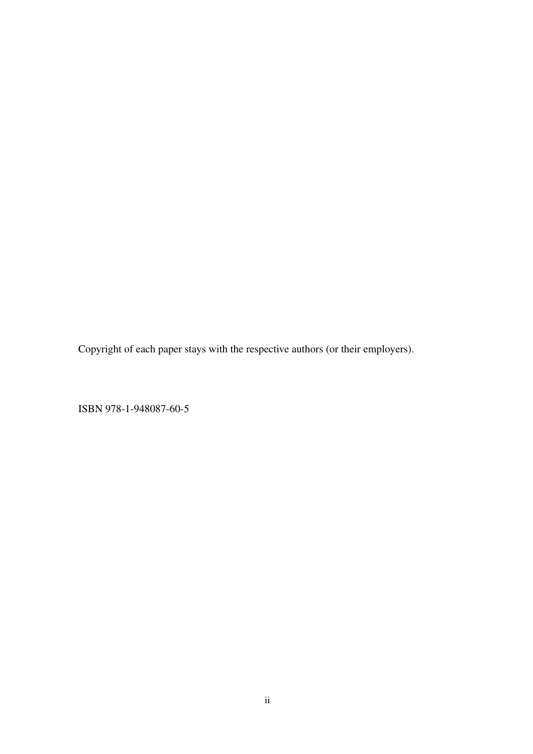Copyright of each paper stays with the respective authors (or their employers).

ISBN 978-1-948087-60-5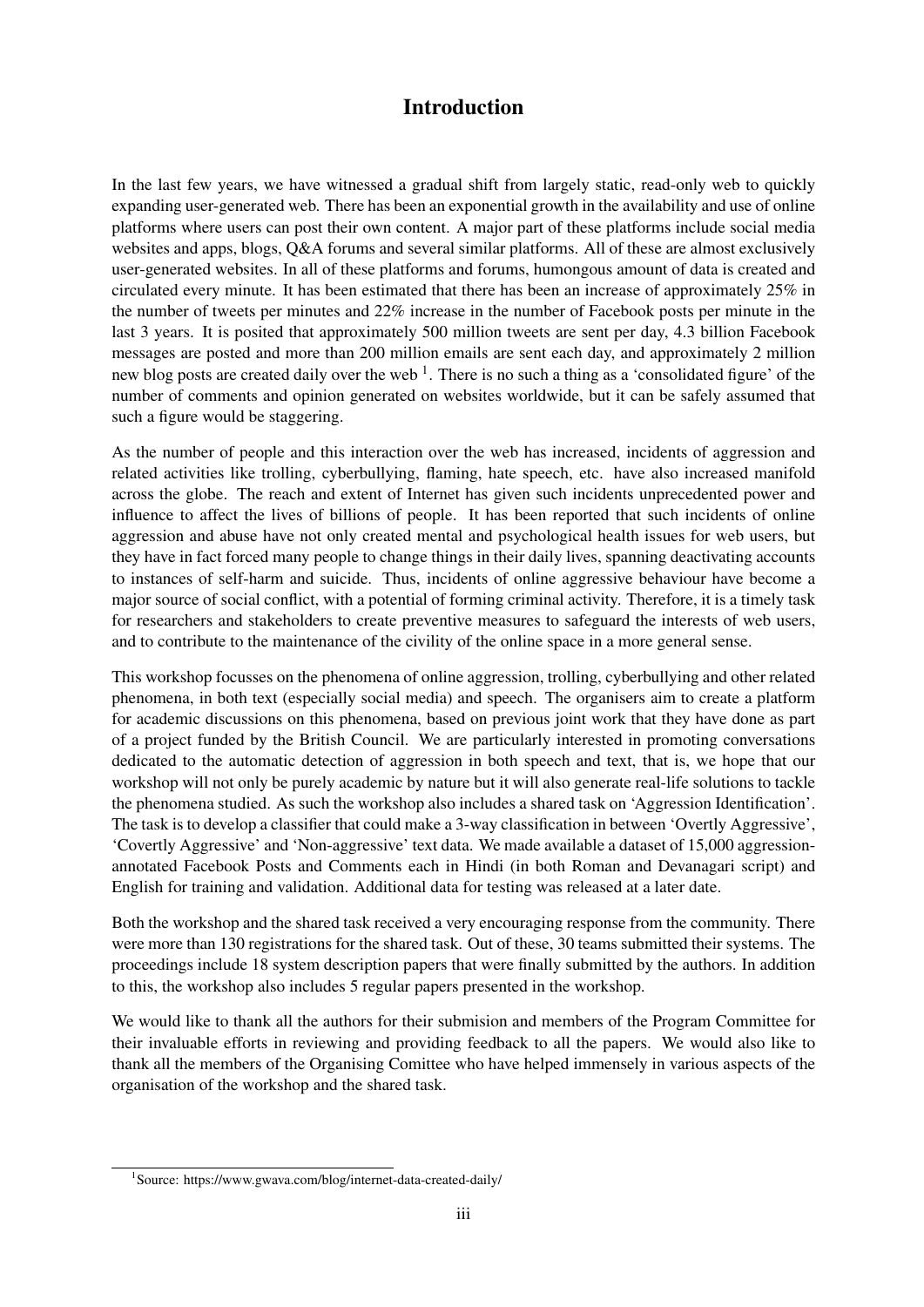# Introduction

In the last few years, we have witnessed a gradual shift from largely static, read-only web to quickly expanding user-generated web. There has been an exponential growth in the availability and use of online platforms where users can post their own content. A major part of these platforms include social media websites and apps, blogs, Q&A forums and several similar platforms. All of these are almost exclusively user-generated websites. In all of these platforms and forums, humongous amount of data is created and circulated every minute. It has been estimated that there has been an increase of approximately 25% in the number of tweets per minutes and 22% increase in the number of Facebook posts per minute in the last 3 years. It is posited that approximately 500 million tweets are sent per day, 4.3 billion Facebook messages are posted and more than 200 million emails are sent each day, and approximately 2 million new blog posts are created daily over the web [1]. There is no such a thing as a 'consolidated figure' of the number of comments and opinion generated on websites worldwide, but it can be safely assumed that such a figure would be staggering.

As the number of people and this interaction over the web has increased, incidents of aggression and related activities like trolling, cyberbullying, flaming, hate speech, etc. have also increased manifold across the globe. The reach and extent of Internet has given such incidents unprecedented power and influence to affect the lives of billions of people. It has been reported that such incidents of online aggression and abuse have not only created mental and psychological health issues for web users, but they have in fact forced many people to change things in their daily lives, spanning deactivating accounts to instances of self-harm and suicide. Thus, incidents of online aggressive behaviour have become a major source of social conflict, with a potential of forming criminal activity. Therefore, it is a timely task for researchers and stakeholders to create preventive measures to safeguard the interests of web users, and to contribute to the maintenance of the civility of the online space in a more general sense.

This workshop focusses on the phenomena of online aggression, trolling, cyberbullying and other related phenomena, in both text (especially social media) and speech. The organisers aim to create a platform for academic discussions on this phenomena, based on previous joint work that they have done as part of a project funded by the British Council. We are particularly interested in promoting conversations dedicated to the automatic detection of aggression in both speech and text, that is, we hope that our workshop will not only be purely academic by nature but it will also generate real-life solutions to tackle the phenomena studied. As such the workshop also includes a shared task on 'Aggression Identification'. The task is to develop a classifier that could make a 3-way classification in between 'Overtly Aggressive', 'Covertly Aggressive' and 'Non-aggressive' text data. We made available a dataset of 15,000 aggression-annotated Facebook Posts and Comments each in Hindi (in both Roman and Devanagari script) and English for training and validation. Additional data for testing was released at a later date.

Both the workshop and the shared task received a very encouraging response from the community. There were more than 130 registrations for the shared task. Out of these, 30 teams submitted their systems. The proceedings include 18 system description papers that were finally submitted by the authors. In addition to this, the workshop also includes 5 regular papers presented in the workshop.

We would like to thank all the authors for their submision and members of the Program Committee for their invaluable efforts in reviewing and providing feedback to all the papers. We would also like to thank all the members of the Organising Comittee who have helped immensely in various aspects of the organisation of the workshop and the shared task.

[1] Source: https://www.gwava.com/blog/internet-data-created-daily/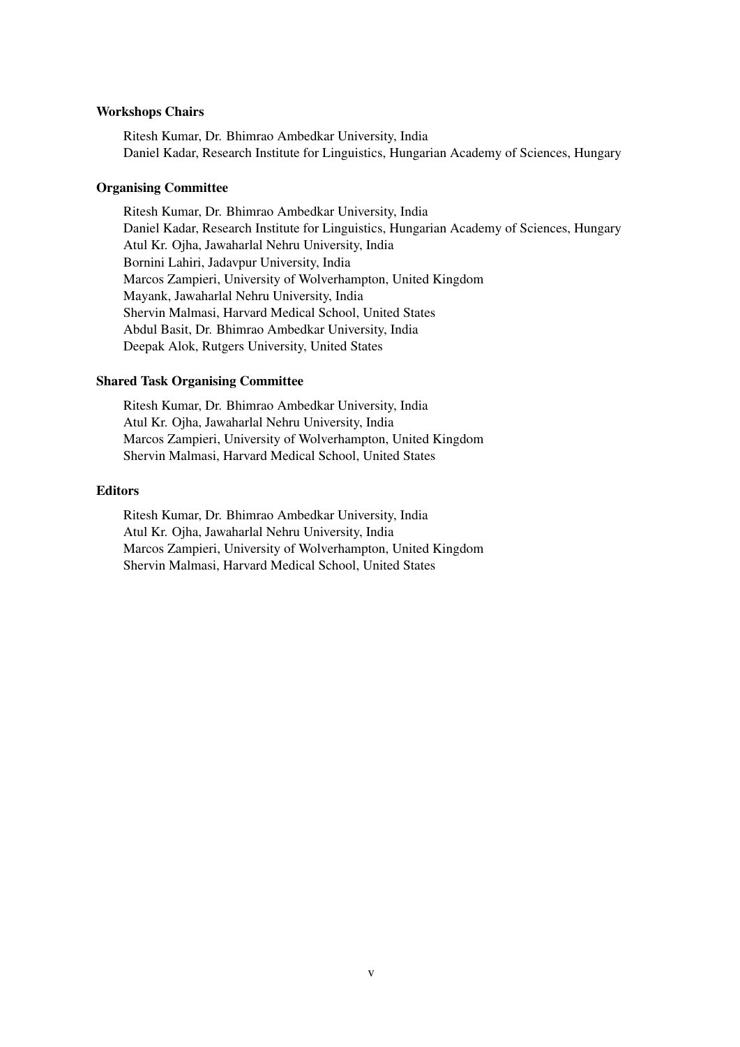**Workshops Chairs**

Ritesh Kumar, Dr. Bhimrao Ambedkar University, India
Daniel Kadar, Research Institute for Linguistics, Hungarian Academy of Sciences, Hungary

**Organising Committee**

Ritesh Kumar, Dr. Bhimrao Ambedkar University, India
Daniel Kadar, Research Institute for Linguistics, Hungarian Academy of Sciences, Hungary
Atul Kr. Ojha, Jawaharlal Nehru University, India
Bornini Lahiri, Jadavpur University, India
Marcos Zampieri, University of Wolverhampton, United Kingdom
Mayank, Jawaharlal Nehru University, India
Shervin Malmasi, Harvard Medical School, United States
Abdul Basit, Dr. Bhimrao Ambedkar University, India
Deepak Alok, Rutgers University, United States

**Shared Task Organising Committee**

Ritesh Kumar, Dr. Bhimrao Ambedkar University, India
Atul Kr. Ojha, Jawaharlal Nehru University, India
Marcos Zampieri, University of Wolverhampton, United Kingdom
Shervin Malmasi, Harvard Medical School, United States

**Editors**

Ritesh Kumar, Dr. Bhimrao Ambedkar University, India
Atul Kr. Ojha, Jawaharlal Nehru University, India
Marcos Zampieri, University of Wolverhampton, United Kingdom
Shervin Malmasi, Harvard Medical School, United States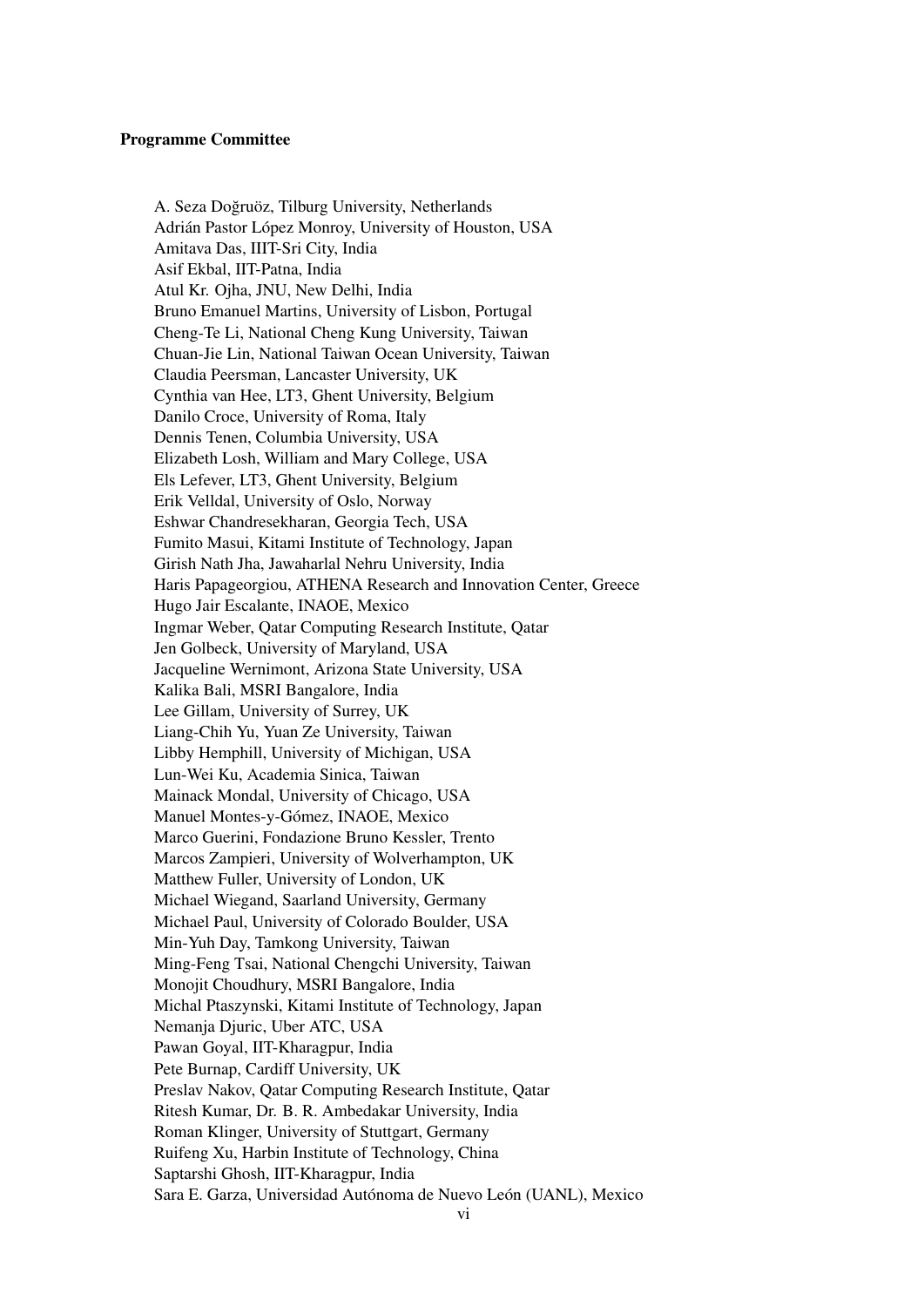**Programme Committee**

A. Seza Doğruöz, Tilburg University, Netherlands
Adrián Pastor López Monroy, University of Houston, USA
Amitava Das, IIIT-Sri City, India
Asif Ekbal, IIT-Patna, India
Atul Kr. Ojha, JNU, New Delhi, India
Bruno Emanuel Martins, University of Lisbon, Portugal
Cheng-Te Li, National Cheng Kung University, Taiwan
Chuan-Jie Lin, National Taiwan Ocean University, Taiwan
Claudia Peersman, Lancaster University, UK
Cynthia van Hee, LT3, Ghent University, Belgium
Danilo Croce, University of Roma, Italy
Dennis Tenen, Columbia University, USA
Elizabeth Losh, William and Mary College, USA
Els Lefever, LT3, Ghent University, Belgium
Erik Velldal, University of Oslo, Norway
Eshwar Chandresekharan, Georgia Tech, USA
Fumito Masui, Kitami Institute of Technology, Japan
Girish Nath Jha, Jawaharlal Nehru University, India
Haris Papageorgiou, ATHENA Research and Innovation Center, Greece
Hugo Jair Escalante, INAOE, Mexico
Ingmar Weber, Qatar Computing Research Institute, Qatar
Jen Golbeck, University of Maryland, USA
Jacqueline Wernimont, Arizona State University, USA
Kalika Bali, MSRI Bangalore, India
Lee Gillam, University of Surrey, UK
Liang-Chih Yu, Yuan Ze University, Taiwan
Libby Hemphill, University of Michigan, USA
Lun-Wei Ku, Academia Sinica, Taiwan
Mainack Mondal, University of Chicago, USA
Manuel Montes-y-Gómez, INAOE, Mexico
Marco Guerini, Fondazione Bruno Kessler, Trento
Marcos Zampieri, University of Wolverhampton, UK
Matthew Fuller, University of London, UK
Michael Wiegand, Saarland University, Germany
Michael Paul, University of Colorado Boulder, USA
Min-Yuh Day, Tamkong University, Taiwan
Ming-Feng Tsai, National Chengchi University, Taiwan
Monojit Choudhury, MSRI Bangalore, India
Michal Ptaszynski, Kitami Institute of Technology, Japan
Nemanja Djuric, Uber ATC, USA
Pawan Goyal, IIT-Kharagpur, India
Pete Burnap, Cardiff University, UK
Preslav Nakov, Qatar Computing Research Institute, Qatar
Ritesh Kumar, Dr. B. R. Ambedakar University, India
Roman Klinger, University of Stuttgart, Germany
Ruifeng Xu, Harbin Institute of Technology, China
Saptarshi Ghosh, IIT-Kharagpur, India
Sara E. Garza, Universidad Autónoma de Nuevo León (UANL), Mexico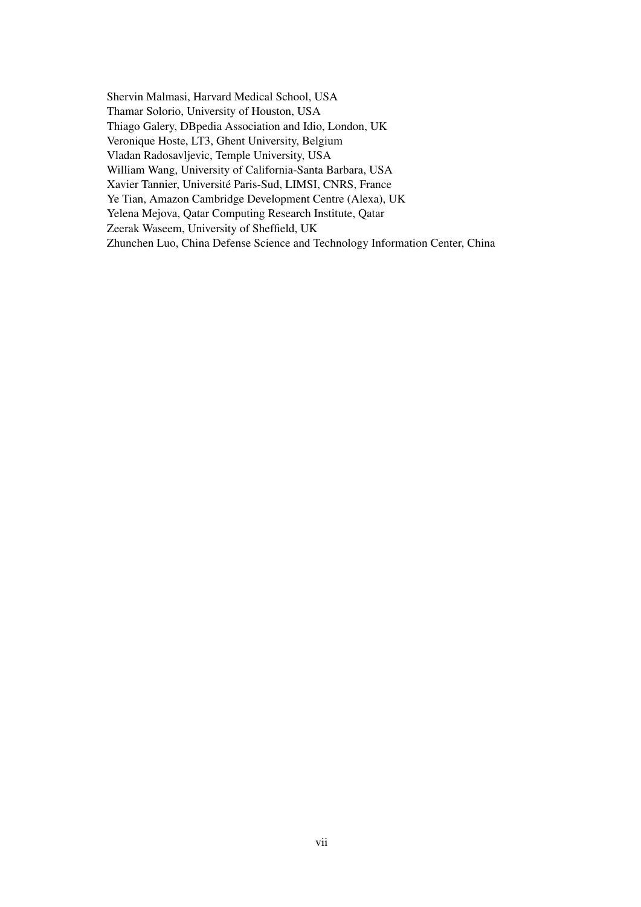Shervin Malmasi, Harvard Medical School, USA
Thamar Solorio, University of Houston, USA
Thiago Galery, DBpedia Association and Idio, London, UK
Veronique Hoste, LT3, Ghent University, Belgium
Vladan Radosavljevic, Temple University, USA
William Wang, University of California-Santa Barbara, USA
Xavier Tannier, Université Paris-Sud, LIMSI, CNRS, France
Ye Tian, Amazon Cambridge Development Centre (Alexa), UK
Yelena Mejova, Qatar Computing Research Institute, Qatar
Zeerak Waseem, University of Sheffield, UK
Zhunchen Luo, China Defense Science and Technology Information Center, China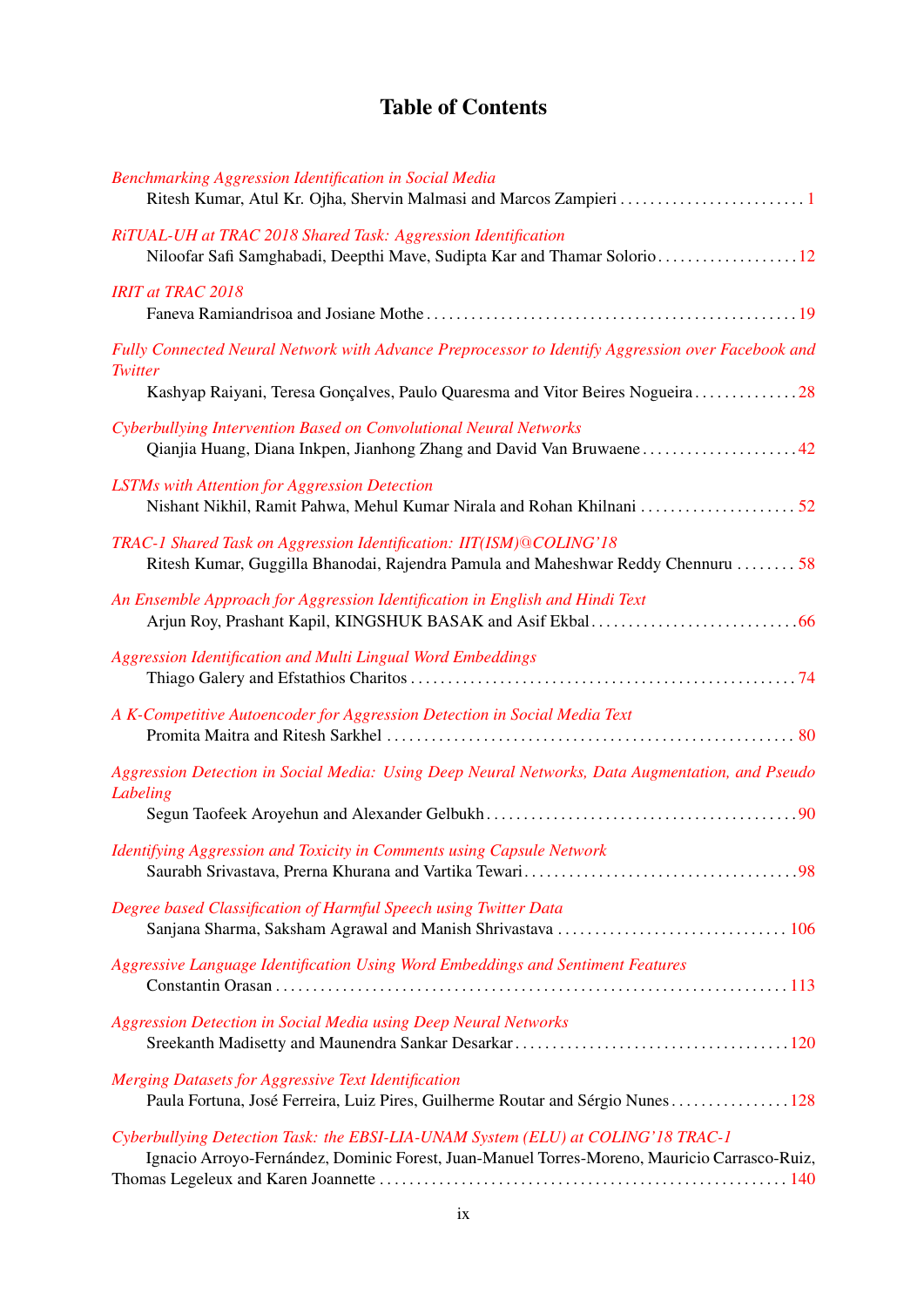# Table of Contents

*Benchmarking Aggression Identification in Social Media*
Ritesh Kumar, Atul Kr. Ojha, Shervin Malmasi and Marcos Zampieri . . . . . . . . . . . . . . . . . . . . . . . . . 1

*RiTUAL-UH at TRAC 2018 Shared Task: Aggression Identification*
Niloofar Safi Samghabadi, Deepthi Mave, Sudipta Kar and Thamar Solorio . . . . . . . . . . . . . . . . . . . 12

*IRIT at TRAC 2018*
Faneva Ramiandrisoa and Josiane Mothe . . . . . . . . . . . . . . . . . . . . . . . . . . . . . . . . . . . . . . . . . . . . . . . . . . 19

*Fully Connected Neural Network with Advance Preprocessor to Identify Aggression over Facebook and Twitter*
Kashyap Raiyani, Teresa Gonçalves, Paulo Quaresma and Vitor Beires Nogueira . . . . . . . . . . . . . . 28

*Cyberbullying Intervention Based on Convolutional Neural Networks*
Qianjia Huang, Diana Inkpen, Jianhong Zhang and David Van Bruwaene . . . . . . . . . . . . . . . . . . . . . 42

*LSTMs with Attention for Aggression Detection*
Nishant Nikhil, Ramit Pahwa, Mehul Kumar Nirala and Rohan Khilnani . . . . . . . . . . . . . . . . . . . . . 52

*TRAC-1 Shared Task on Aggression Identification: IIT(ISM)@COLING'18*
Ritesh Kumar, Guggilla Bhanodai, Rajendra Pamula and Maheshwar Reddy Chennuru . . . . . . . . 58

*An Ensemble Approach for Aggression Identification in English and Hindi Text*
Arjun Roy, Prashant Kapil, KINGSHUK BASAK and Asif Ekbal . . . . . . . . . . . . . . . . . . . . . . . . . . . . 66

*Aggression Identification and Multi Lingual Word Embeddings*
Thiago Galery and Efstathios Charitos . . . . . . . . . . . . . . . . . . . . . . . . . . . . . . . . . . . . . . . . . . . . . . . . . . . 74

*A K-Competitive Autoencoder for Aggression Detection in Social Media Text*
Promita Maitra and Ritesh Sarkhel . . . . . . . . . . . . . . . . . . . . . . . . . . . . . . . . . . . . . . . . . . . . . . . . . . . . . . 80

*Aggression Detection in Social Media: Using Deep Neural Networks, Data Augmentation, and Pseudo Labeling*
Segun Taofeek Aroyehun and Alexander Gelbukh . . . . . . . . . . . . . . . . . . . . . . . . . . . . . . . . . . . . . . . . . . 90

*Identifying Aggression and Toxicity in Comments using Capsule Network*
Saurabh Srivastava, Prerna Khurana and Vartika Tewari . . . . . . . . . . . . . . . . . . . . . . . . . . . . . . . . . . . . 98

*Degree based Classification of Harmful Speech using Twitter Data*
Sanjana Sharma, Saksham Agrawal and Manish Shrivastava . . . . . . . . . . . . . . . . . . . . . . . . . . . . . . . 106

*Aggressive Language Identification Using Word Embeddings and Sentiment Features*
Constantin Orasan . . . . . . . . . . . . . . . . . . . . . . . . . . . . . . . . . . . . . . . . . . . . . . . . . . . . . . . . . . . . . . . . . . . . 113

*Aggression Detection in Social Media using Deep Neural Networks*
Sreekanth Madisetty and Maunendra Sankar Desarkar . . . . . . . . . . . . . . . . . . . . . . . . . . . . . . . . . . . . 120

*Merging Datasets for Aggressive Text Identification*
Paula Fortuna, José Ferreira, Luiz Pires, Guilherme Routar and Sérgio Nunes . . . . . . . . . . . . . . . . 128

*Cyberbullying Detection Task: the EBSI-LIA-UNAM System (ELU) at COLING'18 TRAC-1*
Ignacio Arroyo-Fernández, Dominic Forest, Juan-Manuel Torres-Moreno, Mauricio Carrasco-Ruiz, Thomas Legeleux and Karen Joannette . . . . . . . . . . . . . . . . . . . . . . . . . . . . . . . . . . . . . . . . . . . . . . . . 140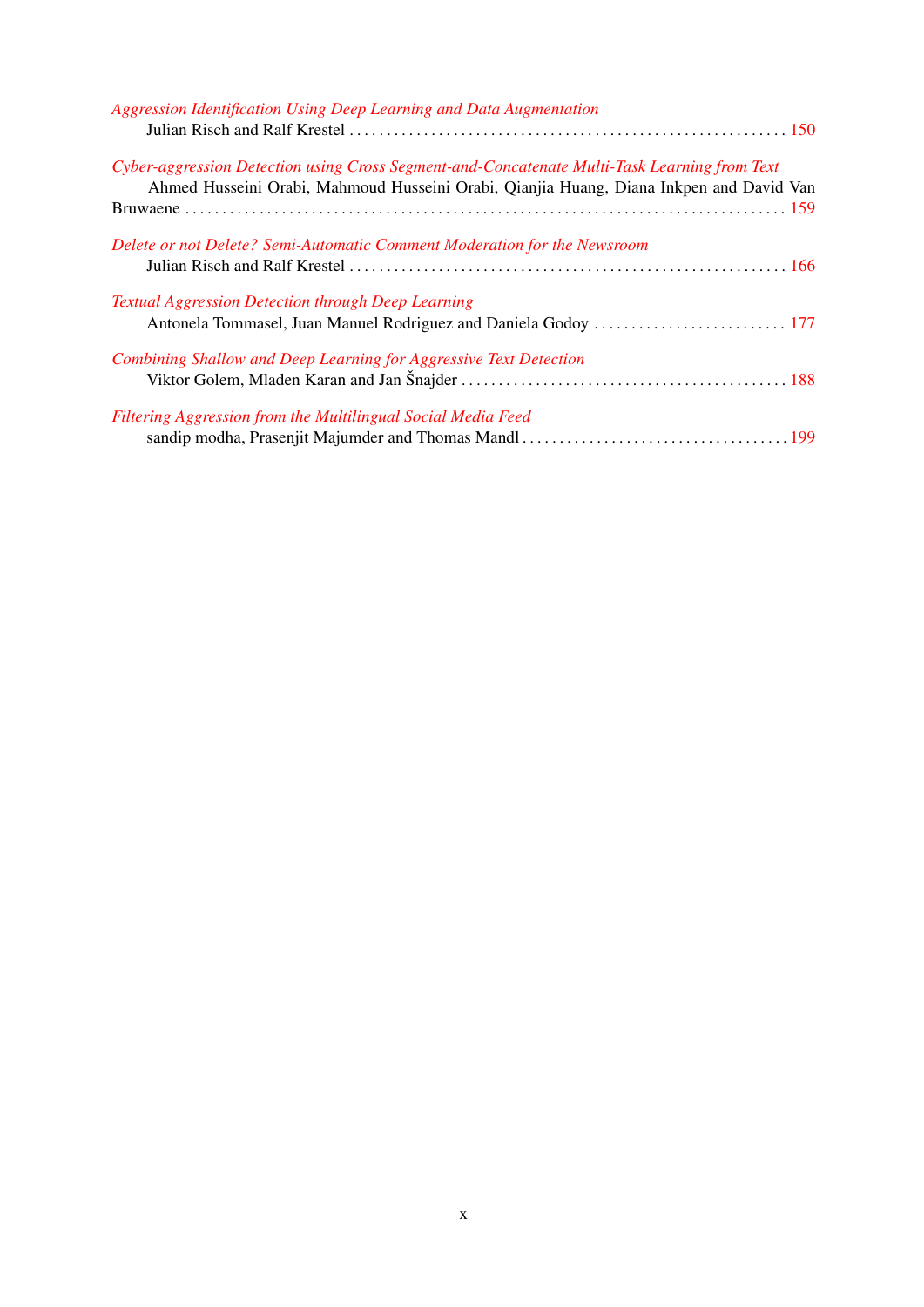*Aggression Identification Using Deep Learning and Data Augmentation*
Julian Risch and Ralf Krestel . . . . . . . . . . . . . . . . . . . . . . . . . . . . . . . . . . . . . . . . . . . . . . . . . . . . . . . . . . 150

*Cyber-aggression Detection using Cross Segment-and-Concatenate Multi-Task Learning from Text*
Ahmed Husseini Orabi, Mahmoud Husseini Orabi, Qianjia Huang, Diana Inkpen and David Van Bruwaene . . . . . . . . . . . . . . . . . . . . . . . . . . . . . . . . . . . . . . . . . . . . . . . . . . . . . . . . . . . . . . . . . . . . . . . . . . . 159

*Delete or not Delete? Semi-Automatic Comment Moderation for the Newsroom*
Julian Risch and Ralf Krestel . . . . . . . . . . . . . . . . . . . . . . . . . . . . . . . . . . . . . . . . . . . . . . . . . . . . . . . . . . . 166

*Textual Aggression Detection through Deep Learning*
Antonela Tommasel, Juan Manuel Rodriguez and Daniela Godoy . . . . . . . . . . . . . . . . . . . . . . . . . . 177

*Combining Shallow and Deep Learning for Aggressive Text Detection*
Viktor Golem, Mladen Karan and Jan Šnajder . . . . . . . . . . . . . . . . . . . . . . . . . . . . . . . . . . . . . . . . . . . . 188

*Filtering Aggression from the Multilingual Social Media Feed*
sandip modha, Prasenjit Majumder and Thomas Mandl . . . . . . . . . . . . . . . . . . . . . . . . . . . . . . . . . . . 199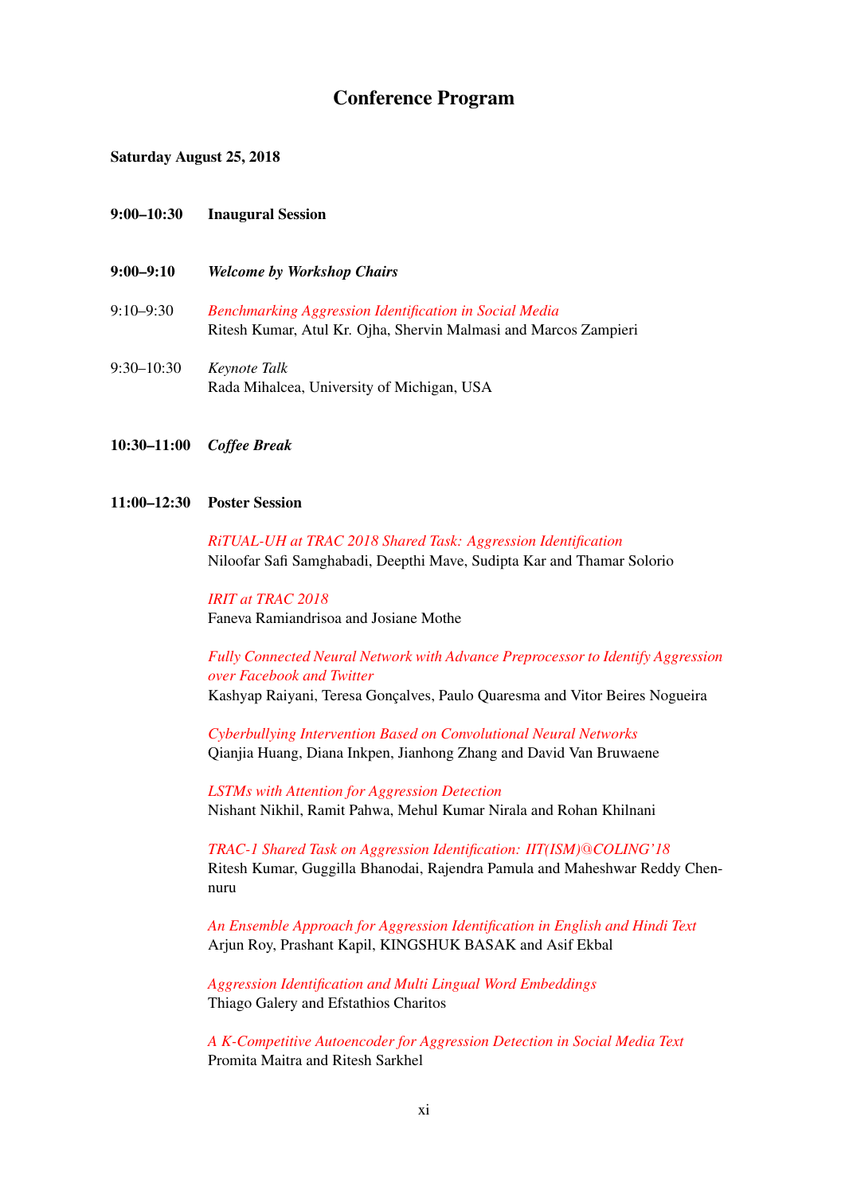# Conference Program

**Saturday August 25, 2018**

**9:00–10:30 Inaugural Session**

**9:00–9:10** ***Welcome by Workshop Chairs***

9:10–9:30 *Benchmarking Aggression Identification in Social Media*
Ritesh Kumar, Atul Kr. Ojha, Shervin Malmasi and Marcos Zampieri

9:30–10:30 *Keynote Talk*
Rada Mihalcea, University of Michigan, USA

**10:30–11:00** ***Coffee Break***

**11:00–12:30 Poster Session**

*RiTUAL-UH at TRAC 2018 Shared Task: Aggression Identification*
Niloofar Safi Samghabadi, Deepthi Mave, Sudipta Kar and Thamar Solorio

*IRIT at TRAC 2018*
Faneva Ramiandrisoa and Josiane Mothe

*Fully Connected Neural Network with Advance Preprocessor to Identify Aggression over Facebook and Twitter*
Kashyap Raiyani, Teresa Gonçalves, Paulo Quaresma and Vitor Beires Nogueira

*Cyberbullying Intervention Based on Convolutional Neural Networks*
Qianjia Huang, Diana Inkpen, Jianhong Zhang and David Van Bruwaene

*LSTMs with Attention for Aggression Detection*
Nishant Nikhil, Ramit Pahwa, Mehul Kumar Nirala and Rohan Khilnani

*TRAC-1 Shared Task on Aggression Identification: IIT(ISM)@COLING'18*
Ritesh Kumar, Guggilla Bhanodai, Rajendra Pamula and Maheshwar Reddy Chennuru

*An Ensemble Approach for Aggression Identification in English and Hindi Text*
Arjun Roy, Prashant Kapil, KINGSHUK BASAK and Asif Ekbal

*Aggression Identification and Multi Lingual Word Embeddings*
Thiago Galery and Efstathios Charitos

*A K-Competitive Autoencoder for Aggression Detection in Social Media Text*
Promita Maitra and Ritesh Sarkhel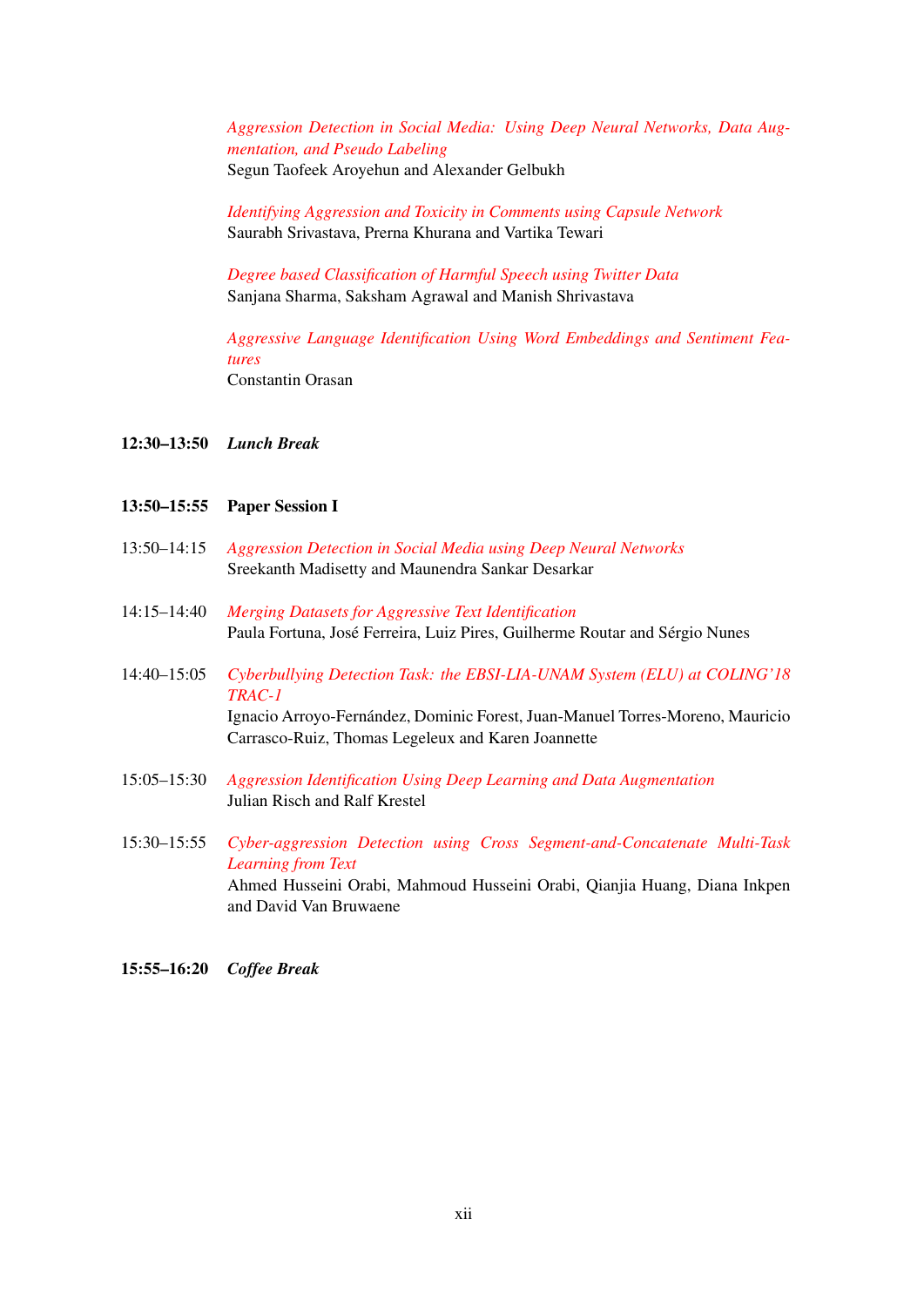*Aggression Detection in Social Media: Using Deep Neural Networks, Data Augmentation, and Pseudo Labeling*
Segun Taofeek Aroyehun and Alexander Gelbukh

*Identifying Aggression and Toxicity in Comments using Capsule Network*
Saurabh Srivastava, Prerna Khurana and Vartika Tewari

*Degree based Classification of Harmful Speech using Twitter Data*
Sanjana Sharma, Saksham Agrawal and Manish Shrivastava

*Aggressive Language Identification Using Word Embeddings and Sentiment Features*
Constantin Orasan

**12:30–13:50** ***Lunch Break***

**13:50–15:55** **Paper Session I**

13:50–14:15 *Aggression Detection in Social Media using Deep Neural Networks*
Sreekanth Madisetty and Maunendra Sankar Desarkar

14:15–14:40 *Merging Datasets for Aggressive Text Identification*
Paula Fortuna, José Ferreira, Luiz Pires, Guilherme Routar and Sérgio Nunes

14:40–15:05 *Cyberbullying Detection Task: the EBSI-LIA-UNAM System (ELU) at COLING'18 TRAC-1*
Ignacio Arroyo-Fernández, Dominic Forest, Juan-Manuel Torres-Moreno, Mauricio Carrasco-Ruiz, Thomas Legeleux and Karen Joannette

15:05–15:30 *Aggression Identification Using Deep Learning and Data Augmentation*
Julian Risch and Ralf Krestel

15:30–15:55 *Cyber-aggression Detection using Cross Segment-and-Concatenate Multi-Task Learning from Text*
Ahmed Husseini Orabi, Mahmoud Husseini Orabi, Qianjia Huang, Diana Inkpen and David Van Bruwaene

**15:55–16:20** ***Coffee Break***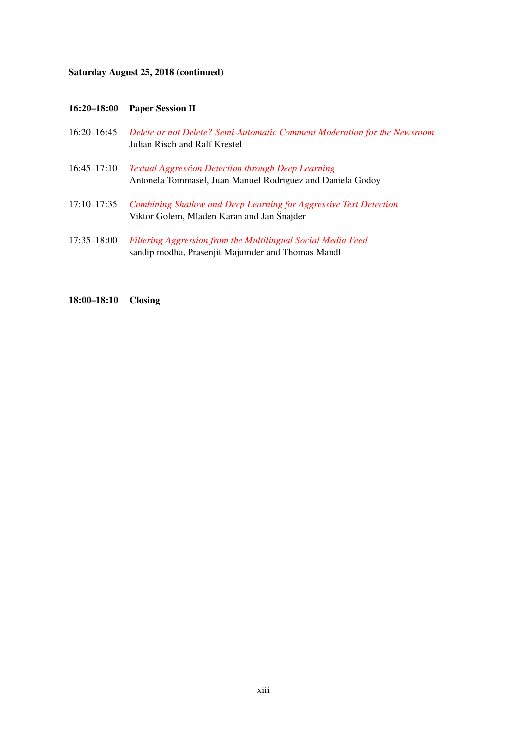**Saturday August 25, 2018 (continued)**

**16:20–18:00 Paper Session II**

16:20–16:45 *Delete or not Delete? Semi-Automatic Comment Moderation for the Newsroom*
Julian Risch and Ralf Krestel

16:45–17:10 *Textual Aggression Detection through Deep Learning*
Antonela Tommasel, Juan Manuel Rodriguez and Daniela Godoy

17:10–17:35 *Combining Shallow and Deep Learning for Aggressive Text Detection*
Viktor Golem, Mladen Karan and Jan Šnajder

17:35–18:00 *Filtering Aggression from the Multilingual Social Media Feed*
sandip modha, Prasenjit Majumder and Thomas Mandl

**18:00–18:10 Closing**